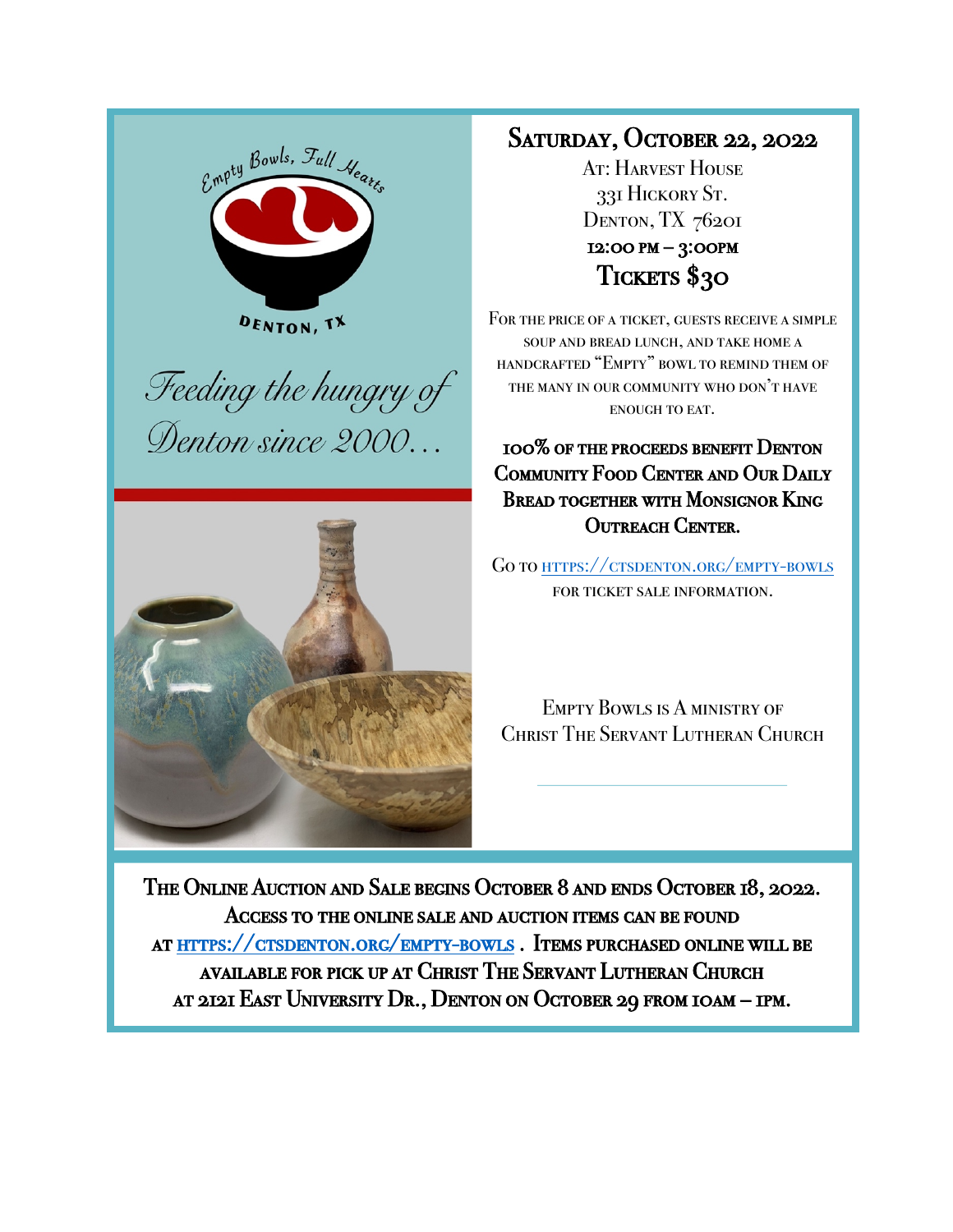Empty Bowls, Full Hearts

DENTON, TX

*Feeding the hungry of Denton since 2000…*

# Saturday, October 22, 2022

At: Harvest House
331 Hickory St.
Denton, TX 76201

**12:00 PM – 3:00PM**

## Tickets $30

For the price of a ticket, guests receive a simple soup and bread lunch, and take home a handcrafted "Empty" bowl to remind them of the many in our community who don't have enough to eat.

**100% of the proceeds benefit Denton Community Food Center and Our Daily Bread together with Monsignor King Outreach Center.**

Go to https://ctsdenton.org/empty-bowls for ticket sale information.

Empty Bowls is a ministry of Christ The Servant Lutheran Church

**The Online Auction and Sale begins October 8 and ends October 18, 2022. Access to the online sale and auction items can be found at https://ctsdenton.org/empty-bowls. Items purchased online will be available for pick up at Christ The Servant Lutheran Church at 2121 East University Dr., Denton on October 29 from 10AM – 1PM.**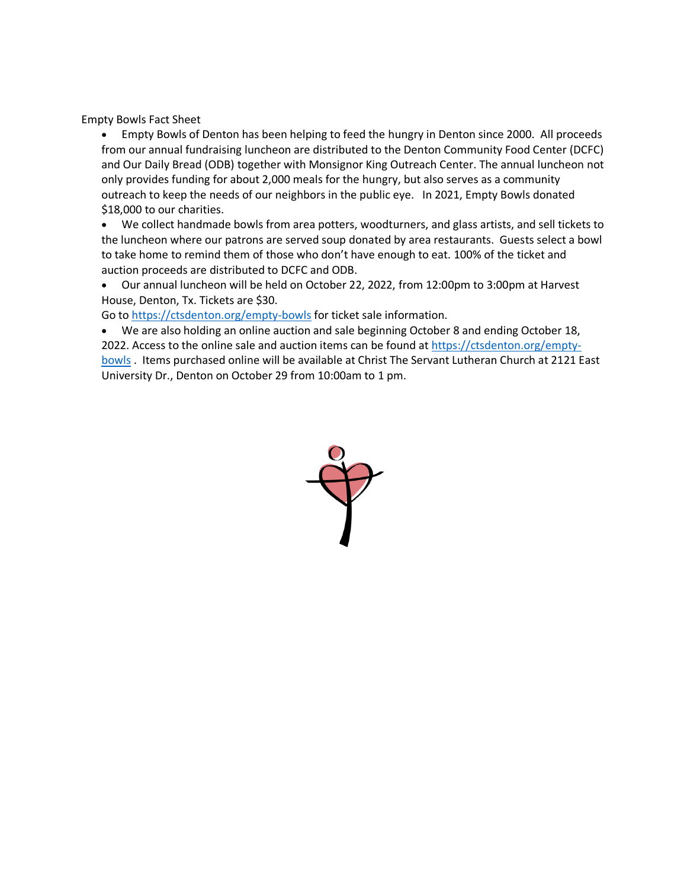Empty Bowls Fact Sheet

- Empty Bowls of Denton has been helping to feed the hungry in Denton since 2000. All proceeds from our annual fundraising luncheon are distributed to the Denton Community Food Center (DCFC) and Our Daily Bread (ODB) together with Monsignor King Outreach Center. The annual luncheon not only provides funding for about 2,000 meals for the hungry, but also serves as a community outreach to keep the needs of our neighbors in the public eye. In 2021, Empty Bowls donated $18,000 to our charities.
- We collect handmade bowls from area potters, woodturners, and glass artists, and sell tickets to the luncheon where our patrons are served soup donated by area restaurants. Guests select a bowl to take home to remind them of those who don't have enough to eat. 100% of the ticket and auction proceeds are distributed to DCFC and ODB.
- Our annual luncheon will be held on October 22, 2022, from 12:00pm to 3:00pm at Harvest House, Denton, Tx. Tickets are $30.
  Go to https://ctsdenton.org/empty-bowls for ticket sale information.
- We are also holding an online auction and sale beginning October 8 and ending October 18, 2022. Access to the online sale and auction items can be found at https://ctsdenton.org/empty-bowls . Items purchased online will be available at Christ The Servant Lutheran Church at 2121 East University Dr., Denton on October 29 from 10:00am to 1 pm.